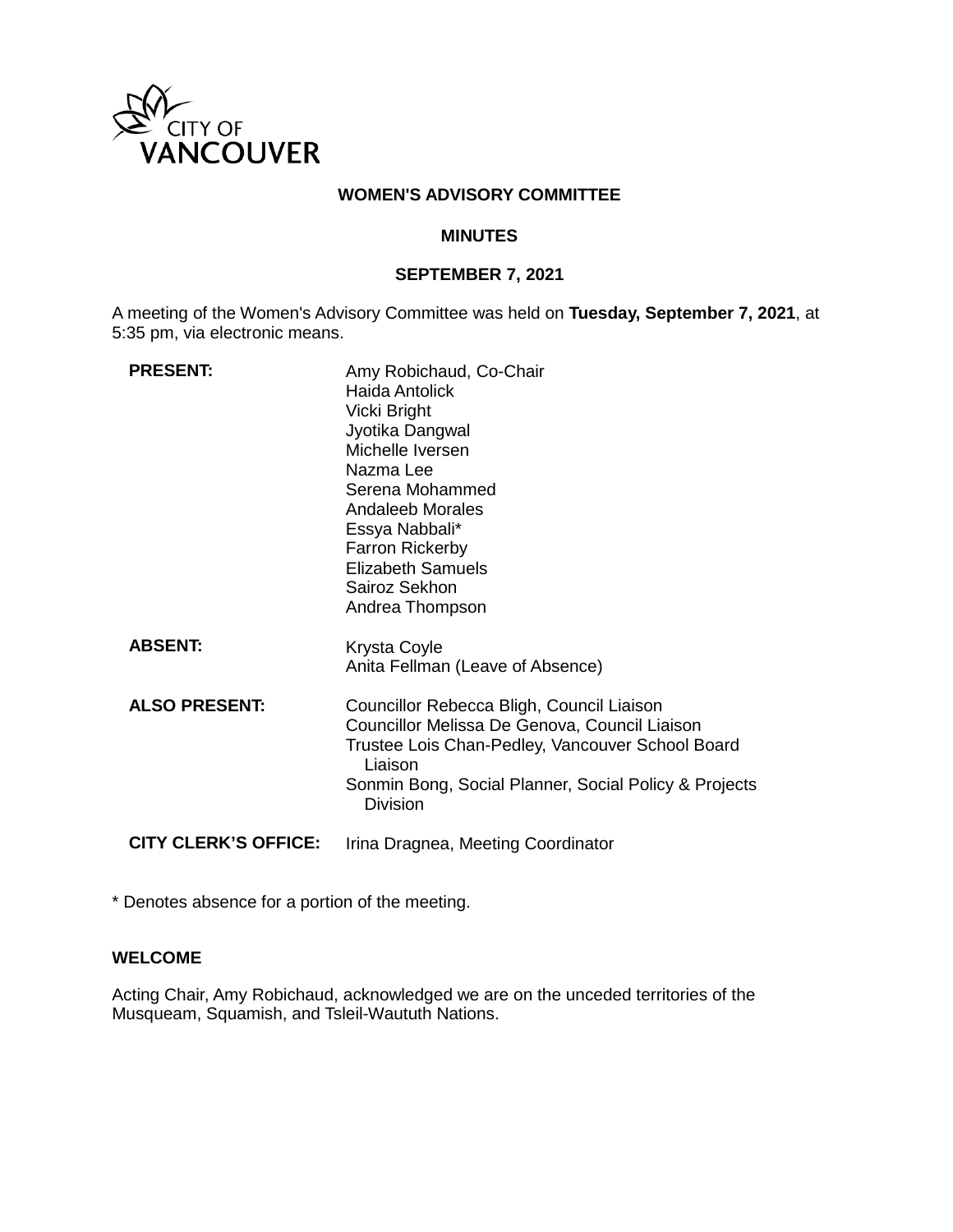# WOMEN'S ADVISORY COMMITTEE

## MINUTES

### SEPTEMBER 7, 2021

A meeting of the Women's Advisory Committee was held on **Tuesday, September 7, 2021**, at 5:35 pm, via electronic means.

| | |
|---|---|
| **PRESENT:** | Amy Robichaud, Co-Chair<br>Haida Antolick<br>Vicki Bright<br>Jyotika Dangwal<br>Michelle Iversen<br>Nazma Lee<br>Serena Mohammed<br>Andaleeb Morales<br>Essya Nabbali*<br>Farron Rickerby<br>Elizabeth Samuels<br>Sairoz Sekhon<br>Andrea Thompson |
| **ABSENT:** | Krysta Coyle<br>Anita Fellman (Leave of Absence) |
| **ALSO PRESENT:** | Councillor Rebecca Bligh, Council Liaison<br>Councillor Melissa De Genova, Council Liaison<br>Trustee Lois Chan-Pedley, Vancouver School Board Liaison<br>Sonmin Bong, Social Planner, Social Policy & Projects Division |
| **CITY CLERK'S OFFICE:** | Irina Dragnea, Meeting Coordinator |

* Denotes absence for a portion of the meeting.

**WELCOME**

Acting Chair, Amy Robichaud, acknowledged we are on the unceded territories of the Musqueam, Squamish, and Tsleil-Waututh Nations.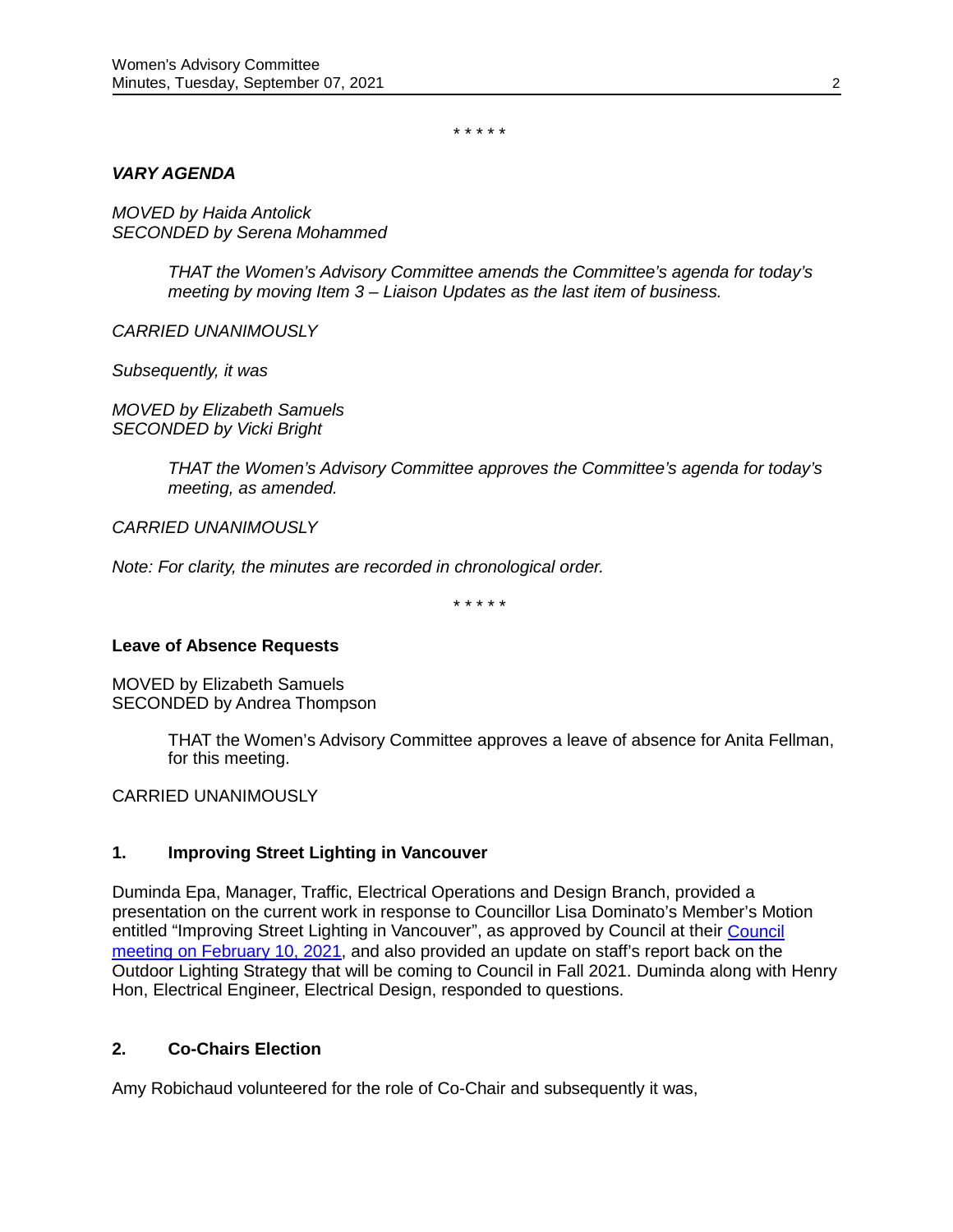\* \* \* \* \*

***VARY AGENDA***

*MOVED by Haida Antolick*
*SECONDED by Serena Mohammed*

> *THAT the Women's Advisory Committee amends the Committee's agenda for today's meeting by moving Item 3 – Liaison Updates as the last item of business.*

*CARRIED UNANIMOUSLY*

*Subsequently, it was*

*MOVED by Elizabeth Samuels*
*SECONDED by Vicki Bright*

> *THAT the Women's Advisory Committee approves the Committee's agenda for today's meeting, as amended.*

*CARRIED UNANIMOUSLY*

*Note: For clarity, the minutes are recorded in chronological order.*

\* \* \* \* \*

**Leave of Absence Requests**

MOVED by Elizabeth Samuels
SECONDED by Andrea Thompson

> THAT the Women's Advisory Committee approves a leave of absence for Anita Fellman, for this meeting.

CARRIED UNANIMOUSLY

## 1. Improving Street Lighting in Vancouver

Duminda Epa, Manager, Traffic, Electrical Operations and Design Branch, provided a presentation on the current work in response to Councillor Lisa Dominato's Member's Motion entitled "Improving Street Lighting in Vancouver", as approved by Council at their Council meeting on February 10, 2021, and also provided an update on staff's report back on the Outdoor Lighting Strategy that will be coming to Council in Fall 2021. Duminda along with Henry Hon, Electrical Engineer, Electrical Design, responded to questions.

## 2. Co-Chairs Election

Amy Robichaud volunteered for the role of Co-Chair and subsequently it was,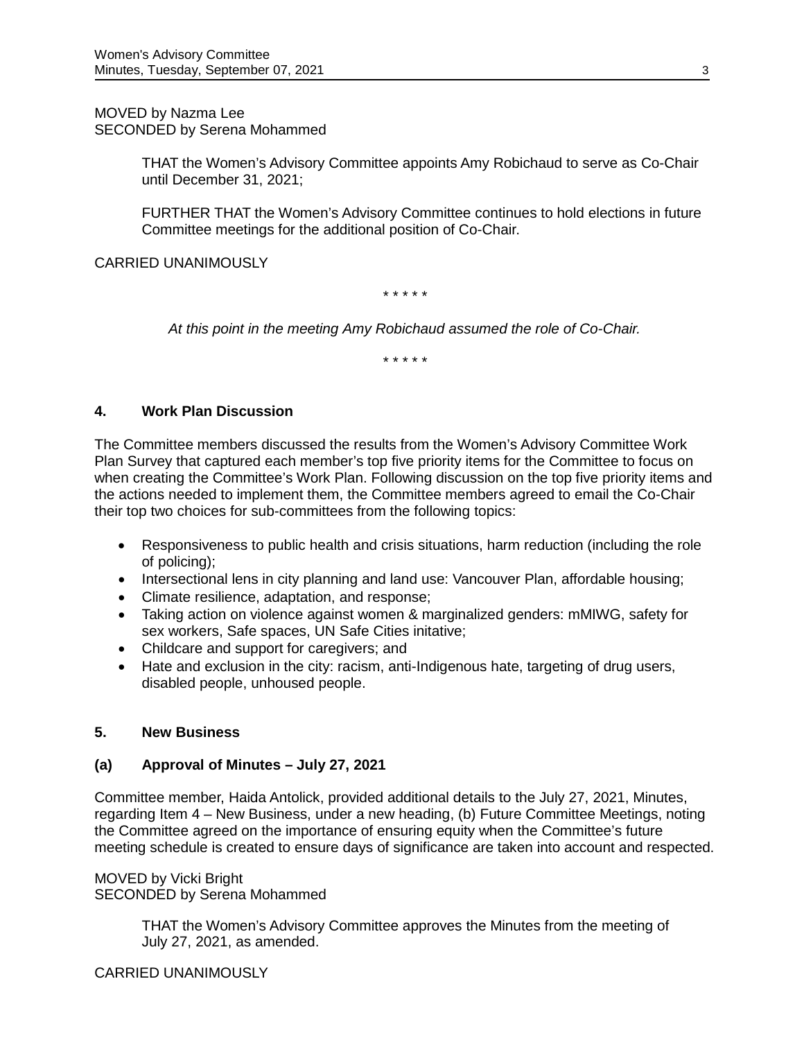MOVED by Nazma Lee
SECONDED by Serena Mohammed

> THAT the Women's Advisory Committee appoints Amy Robichaud to serve as Co-Chair until December 31, 2021;
>
> FURTHER THAT the Women's Advisory Committee continues to hold elections in future Committee meetings for the additional position of Co-Chair.

CARRIED UNANIMOUSLY

\* \* \* \* \*

*At this point in the meeting Amy Robichaud assumed the role of Co-Chair.*

\* \* \* \* \*

### 4. Work Plan Discussion

The Committee members discussed the results from the Women's Advisory Committee Work Plan Survey that captured each member's top five priority items for the Committee to focus on when creating the Committee's Work Plan. Following discussion on the top five priority items and the actions needed to implement them, the Committee members agreed to email the Co-Chair their top two choices for sub-committees from the following topics:

- Responsiveness to public health and crisis situations, harm reduction (including the role of policing);
- Intersectional lens in city planning and land use: Vancouver Plan, affordable housing;
- Climate resilience, adaptation, and response;
- Taking action on violence against women & marginalized genders: mMIWG, safety for sex workers, Safe spaces, UN Safe Cities initative;
- Childcare and support for caregivers; and
- Hate and exclusion in the city: racism, anti-Indigenous hate, targeting of drug users, disabled people, unhoused people.

### 5. New Business

#### (a) Approval of Minutes – July 27, 2021

Committee member, Haida Antolick, provided additional details to the July 27, 2021, Minutes, regarding Item 4 – New Business, under a new heading, (b) Future Committee Meetings, noting the Committee agreed on the importance of ensuring equity when the Committee's future meeting schedule is created to ensure days of significance are taken into account and respected.

MOVED by Vicki Bright
SECONDED by Serena Mohammed

> THAT the Women's Advisory Committee approves the Minutes from the meeting of July 27, 2021, as amended.

CARRIED UNANIMOUSLY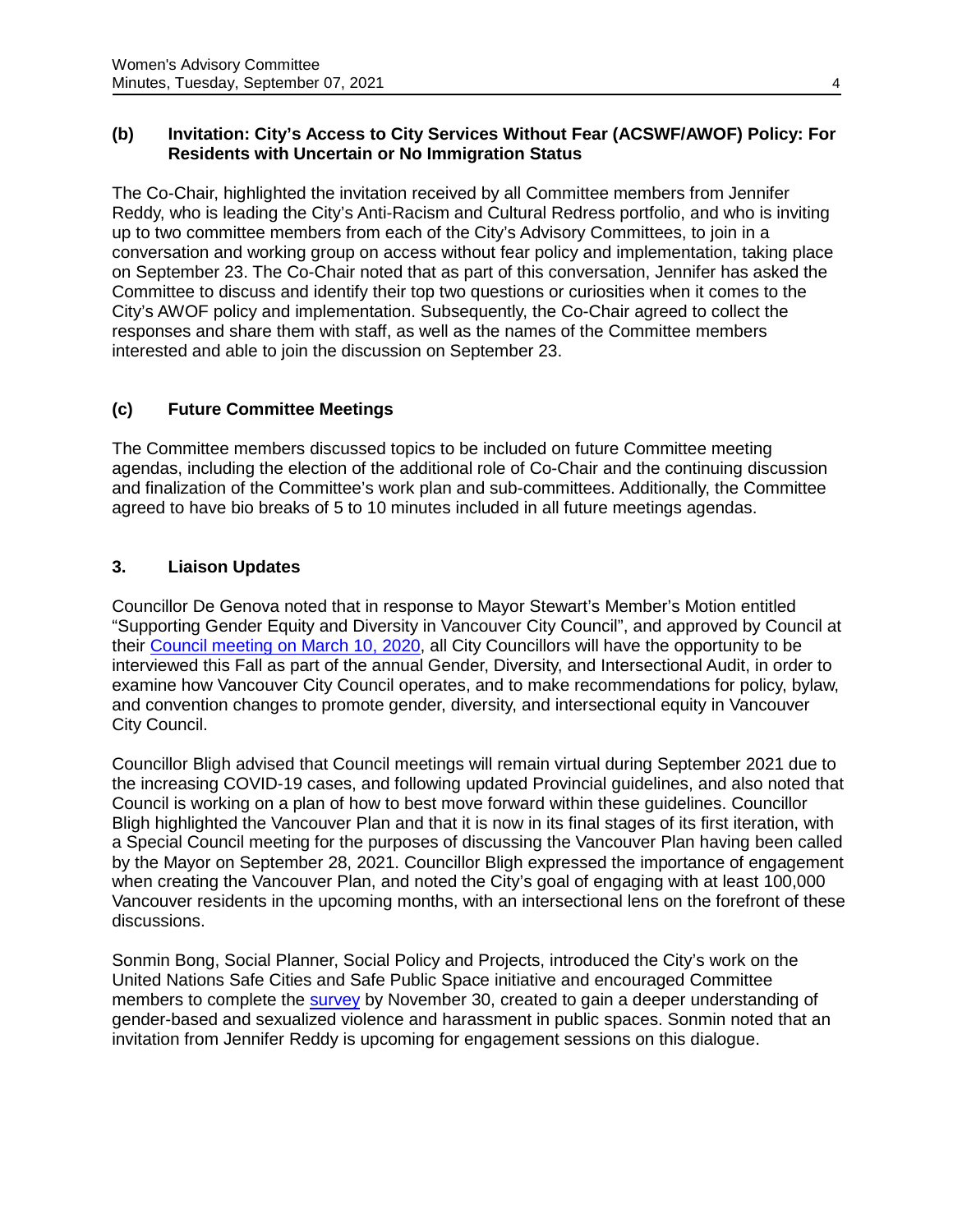### (b) Invitation: City's Access to City Services Without Fear (ACSWF/AWOF) Policy: For Residents with Uncertain or No Immigration Status

The Co-Chair, highlighted the invitation received by all Committee members from Jennifer Reddy, who is leading the City's Anti-Racism and Cultural Redress portfolio, and who is inviting up to two committee members from each of the City's Advisory Committees, to join in a conversation and working group on access without fear policy and implementation, taking place on September 23. The Co-Chair noted that as part of this conversation, Jennifer has asked the Committee to discuss and identify their top two questions or curiosities when it comes to the City's AWOF policy and implementation. Subsequently, the Co-Chair agreed to collect the responses and share them with staff, as well as the names of the Committee members interested and able to join the discussion on September 23.

### (c) Future Committee Meetings

The Committee members discussed topics to be included on future Committee meeting agendas, including the election of the additional role of Co-Chair and the continuing discussion and finalization of the Committee's work plan and sub-committees. Additionally, the Committee agreed to have bio breaks of 5 to 10 minutes included in all future meetings agendas.

## 3. Liaison Updates

Councillor De Genova noted that in response to Mayor Stewart's Member's Motion entitled "Supporting Gender Equity and Diversity in Vancouver City Council", and approved by Council at their Council meeting on March 10, 2020, all City Councillors will have the opportunity to be interviewed this Fall as part of the annual Gender, Diversity, and Intersectional Audit, in order to examine how Vancouver City Council operates, and to make recommendations for policy, bylaw, and convention changes to promote gender, diversity, and intersectional equity in Vancouver City Council.

Councillor Bligh advised that Council meetings will remain virtual during September 2021 due to the increasing COVID-19 cases, and following updated Provincial guidelines, and also noted that Council is working on a plan of how to best move forward within these guidelines. Councillor Bligh highlighted the Vancouver Plan and that it is now in its final stages of its first iteration, with a Special Council meeting for the purposes of discussing the Vancouver Plan having been called by the Mayor on September 28, 2021. Councillor Bligh expressed the importance of engagement when creating the Vancouver Plan, and noted the City's goal of engaging with at least 100,000 Vancouver residents in the upcoming months, with an intersectional lens on the forefront of these discussions.

Sonmin Bong, Social Planner, Social Policy and Projects, introduced the City's work on the United Nations Safe Cities and Safe Public Space initiative and encouraged Committee members to complete the survey by November 30, created to gain a deeper understanding of gender-based and sexualized violence and harassment in public spaces. Sonmin noted that an invitation from Jennifer Reddy is upcoming for engagement sessions on this dialogue.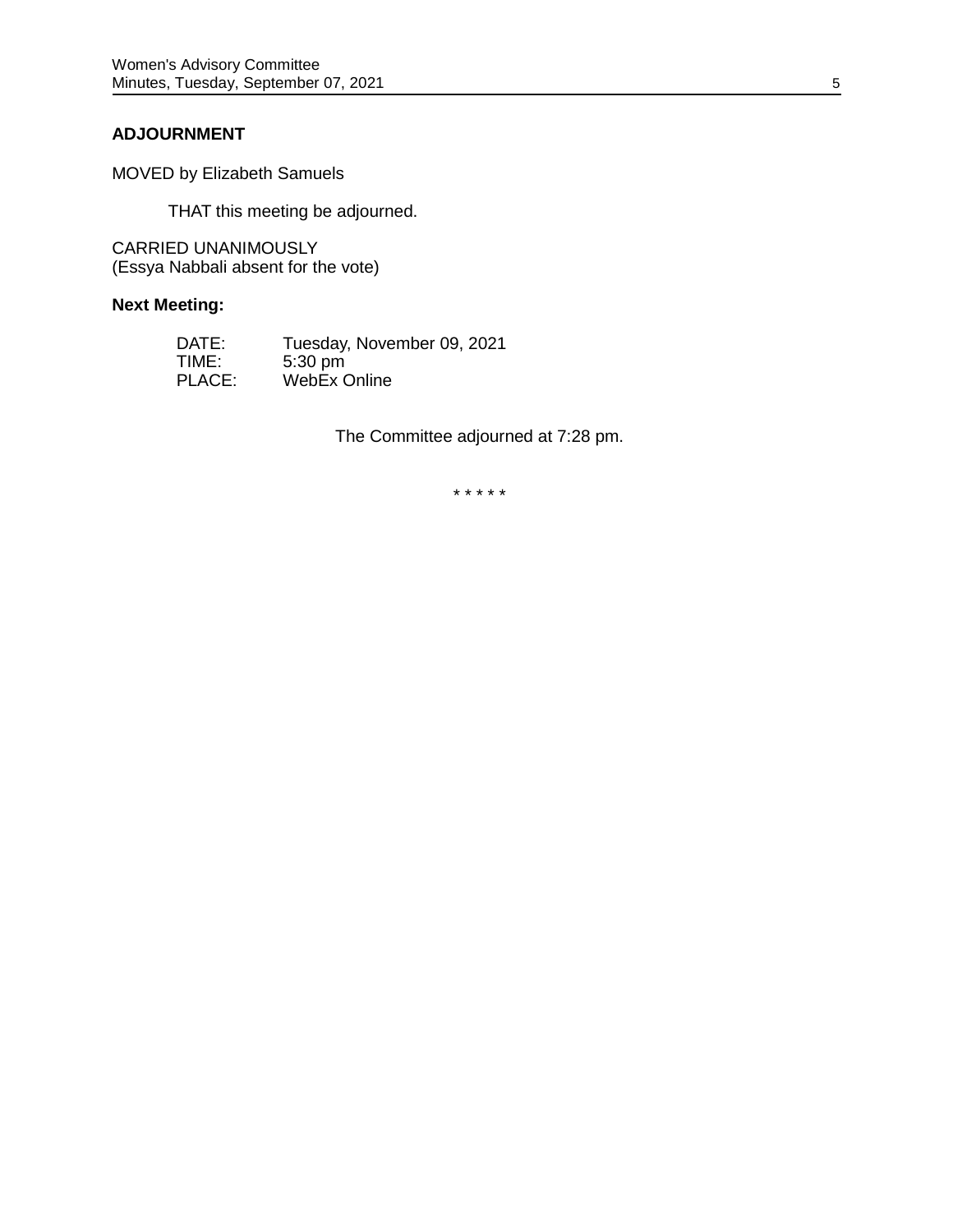## ADJOURNMENT

MOVED by Elizabeth Samuels

THAT this meeting be adjourned.

CARRIED UNANIMOUSLY
(Essya Nabbali absent for the vote)

**Next Meeting:**

| | |
|---|---|
| DATE: | Tuesday, November 09, 2021 |
| TIME: | 5:30 pm |
| PLACE: | WebEx Online |

The Committee adjourned at 7:28 pm.

* * * * *